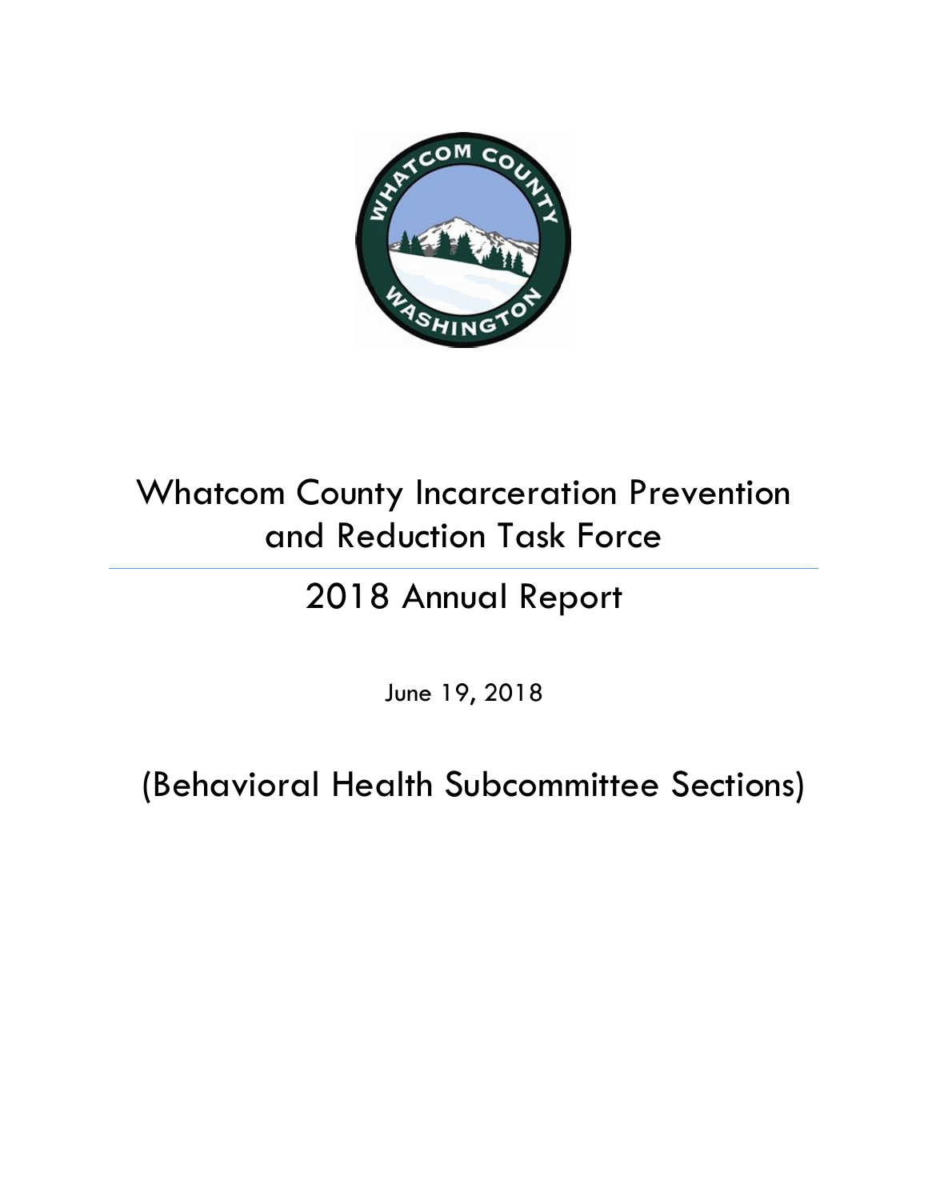# Whatcom County Incarceration Prevention and Reduction Task Force

## 2018 Annual Report

June 19, 2018

## (Behavioral Health Subcommittee Sections)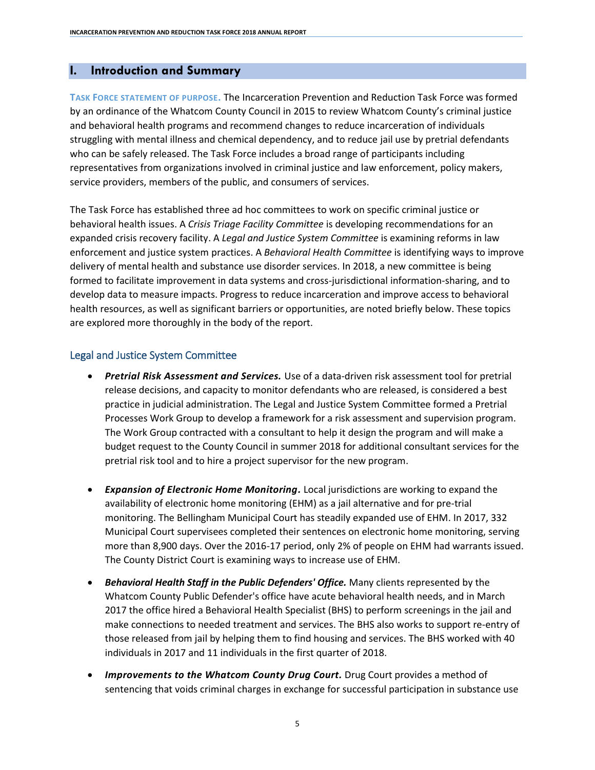## I. Introduction and Summary

**TASK FORCE STATEMENT OF PURPOSE.** The Incarceration Prevention and Reduction Task Force was formed by an ordinance of the Whatcom County Council in 2015 to review Whatcom County's criminal justice and behavioral health programs and recommend changes to reduce incarceration of individuals struggling with mental illness and chemical dependency, and to reduce jail use by pretrial defendants who can be safely released. The Task Force includes a broad range of participants including representatives from organizations involved in criminal justice and law enforcement, policy makers, service providers, members of the public, and consumers of services.

The Task Force has established three ad hoc committees to work on specific criminal justice or behavioral health issues. A *Crisis Triage Facility Committee* is developing recommendations for an expanded crisis recovery facility. A *Legal and Justice System Committee* is examining reforms in law enforcement and justice system practices. A *Behavioral Health Committee* is identifying ways to improve delivery of mental health and substance use disorder services. In 2018, a new committee is being formed to facilitate improvement in data systems and cross-jurisdictional information-sharing, and to develop data to measure impacts. Progress to reduce incarceration and improve access to behavioral health resources, as well as significant barriers or opportunities, are noted briefly below. These topics are explored more thoroughly in the body of the report.

### Legal and Justice System Committee

- ***Pretrial Risk Assessment and Services.*** Use of a data-driven risk assessment tool for pretrial release decisions, and capacity to monitor defendants who are released, is considered a best practice in judicial administration. The Legal and Justice System Committee formed a Pretrial Processes Work Group to develop a framework for a risk assessment and supervision program. The Work Group contracted with a consultant to help it design the program and will make a budget request to the County Council in summer 2018 for additional consultant services for the pretrial risk tool and to hire a project supervisor for the new program.

- ***Expansion of Electronic Home Monitoring.*** Local jurisdictions are working to expand the availability of electronic home monitoring (EHM) as a jail alternative and for pre-trial monitoring. The Bellingham Municipal Court has steadily expanded use of EHM. In 2017, 332 Municipal Court supervisees completed their sentences on electronic home monitoring, serving more than 8,900 days. Over the 2016-17 period, only 2% of people on EHM had warrants issued. The County District Court is examining ways to increase use of EHM.

- ***Behavioral Health Staff in the Public Defenders' Office.*** Many clients represented by the Whatcom County Public Defender's office have acute behavioral health needs, and in March 2017 the office hired a Behavioral Health Specialist (BHS) to perform screenings in the jail and make connections to needed treatment and services. The BHS also works to support re-entry of those released from jail by helping them to find housing and services. The BHS worked with 40 individuals in 2017 and 11 individuals in the first quarter of 2018.

- ***Improvements to the Whatcom County Drug Court.*** Drug Court provides a method of sentencing that voids criminal charges in exchange for successful participation in substance use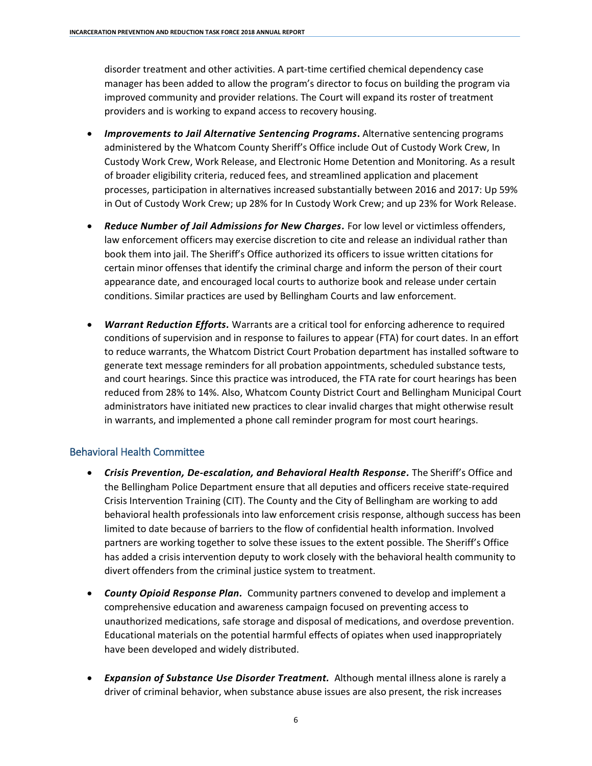disorder treatment and other activities. A part-time certified chemical dependency case manager has been added to allow the program's director to focus on building the program via improved community and provider relations. The Court will expand its roster of treatment providers and is working to expand access to recovery housing.

- ***Improvements to Jail Alternative Sentencing Programs.*** Alternative sentencing programs administered by the Whatcom County Sheriff's Office include Out of Custody Work Crew, In Custody Work Crew, Work Release, and Electronic Home Detention and Monitoring. As a result of broader eligibility criteria, reduced fees, and streamlined application and placement processes, participation in alternatives increased substantially between 2016 and 2017: Up 59% in Out of Custody Work Crew; up 28% for In Custody Work Crew; and up 23% for Work Release.

- ***Reduce Number of Jail Admissions for New Charges.*** For low level or victimless offenders, law enforcement officers may exercise discretion to cite and release an individual rather than book them into jail. The Sheriff's Office authorized its officers to issue written citations for certain minor offenses that identify the criminal charge and inform the person of their court appearance date, and encouraged local courts to authorize book and release under certain conditions. Similar practices are used by Bellingham Courts and law enforcement.

- ***Warrant Reduction Efforts.*** Warrants are a critical tool for enforcing adherence to required conditions of supervision and in response to failures to appear (FTA) for court dates. In an effort to reduce warrants, the Whatcom District Court Probation department has installed software to generate text message reminders for all probation appointments, scheduled substance tests, and court hearings. Since this practice was introduced, the FTA rate for court hearings has been reduced from 28% to 14%. Also, Whatcom County District Court and Bellingham Municipal Court administrators have initiated new practices to clear invalid charges that might otherwise result in warrants, and implemented a phone call reminder program for most court hearings.

## Behavioral Health Committee

- ***Crisis Prevention, De-escalation, and Behavioral Health Response.*** The Sheriff's Office and the Bellingham Police Department ensure that all deputies and officers receive state-required Crisis Intervention Training (CIT). The County and the City of Bellingham are working to add behavioral health professionals into law enforcement crisis response, although success has been limited to date because of barriers to the flow of confidential health information. Involved partners are working together to solve these issues to the extent possible. The Sheriff's Office has added a crisis intervention deputy to work closely with the behavioral health community to divert offenders from the criminal justice system to treatment.

- ***County Opioid Response Plan.*** Community partners convened to develop and implement a comprehensive education and awareness campaign focused on preventing access to unauthorized medications, safe storage and disposal of medications, and overdose prevention. Educational materials on the potential harmful effects of opiates when used inappropriately have been developed and widely distributed.

- ***Expansion of Substance Use Disorder Treatment.*** Although mental illness alone is rarely a driver of criminal behavior, when substance abuse issues are also present, the risk increases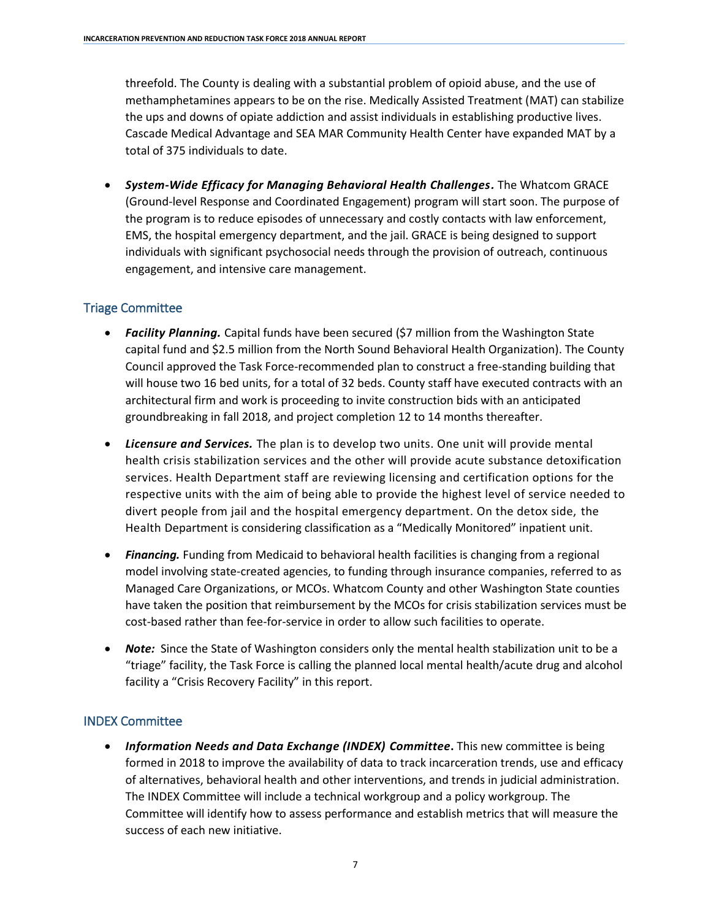threefold. The County is dealing with a substantial problem of opioid abuse, and the use of methamphetamines appears to be on the rise. Medically Assisted Treatment (MAT) can stabilize the ups and downs of opiate addiction and assist individuals in establishing productive lives. Cascade Medical Advantage and SEA MAR Community Health Center have expanded MAT by a total of 375 individuals to date.

- ***System-Wide Efficacy for Managing Behavioral Health Challenges.*** The Whatcom GRACE (Ground-level Response and Coordinated Engagement) program will start soon. The purpose of the program is to reduce episodes of unnecessary and costly contacts with law enforcement, EMS, the hospital emergency department, and the jail. GRACE is being designed to support individuals with significant psychosocial needs through the provision of outreach, continuous engagement, and intensive care management.

## Triage Committee

- ***Facility Planning.*** Capital funds have been secured ($7 million from the Washington State capital fund and $2.5 million from the North Sound Behavioral Health Organization). The County Council approved the Task Force-recommended plan to construct a free-standing building that will house two 16 bed units, for a total of 32 beds. County staff have executed contracts with an architectural firm and work is proceeding to invite construction bids with an anticipated groundbreaking in fall 2018, and project completion 12 to 14 months thereafter.

- ***Licensure and Services.*** The plan is to develop two units. One unit will provide mental health crisis stabilization services and the other will provide acute substance detoxification services. Health Department staff are reviewing licensing and certification options for the respective units with the aim of being able to provide the highest level of service needed to divert people from jail and the hospital emergency department. On the detox side, the Health Department is considering classification as a "Medically Monitored" inpatient unit.

- ***Financing.*** Funding from Medicaid to behavioral health facilities is changing from a regional model involving state-created agencies, to funding through insurance companies, referred to as Managed Care Organizations, or MCOs. Whatcom County and other Washington State counties have taken the position that reimbursement by the MCOs for crisis stabilization services must be cost-based rather than fee-for-service in order to allow such facilities to operate.

- ***Note:*** Since the State of Washington considers only the mental health stabilization unit to be a "triage" facility, the Task Force is calling the planned local mental health/acute drug and alcohol facility a "Crisis Recovery Facility" in this report.

## INDEX Committee

- ***Information Needs and Data Exchange (INDEX) Committee.*** This new committee is being formed in 2018 to improve the availability of data to track incarceration trends, use and efficacy of alternatives, behavioral health and other interventions, and trends in judicial administration. The INDEX Committee will include a technical workgroup and a policy workgroup. The Committee will identify how to assess performance and establish metrics that will measure the success of each new initiative.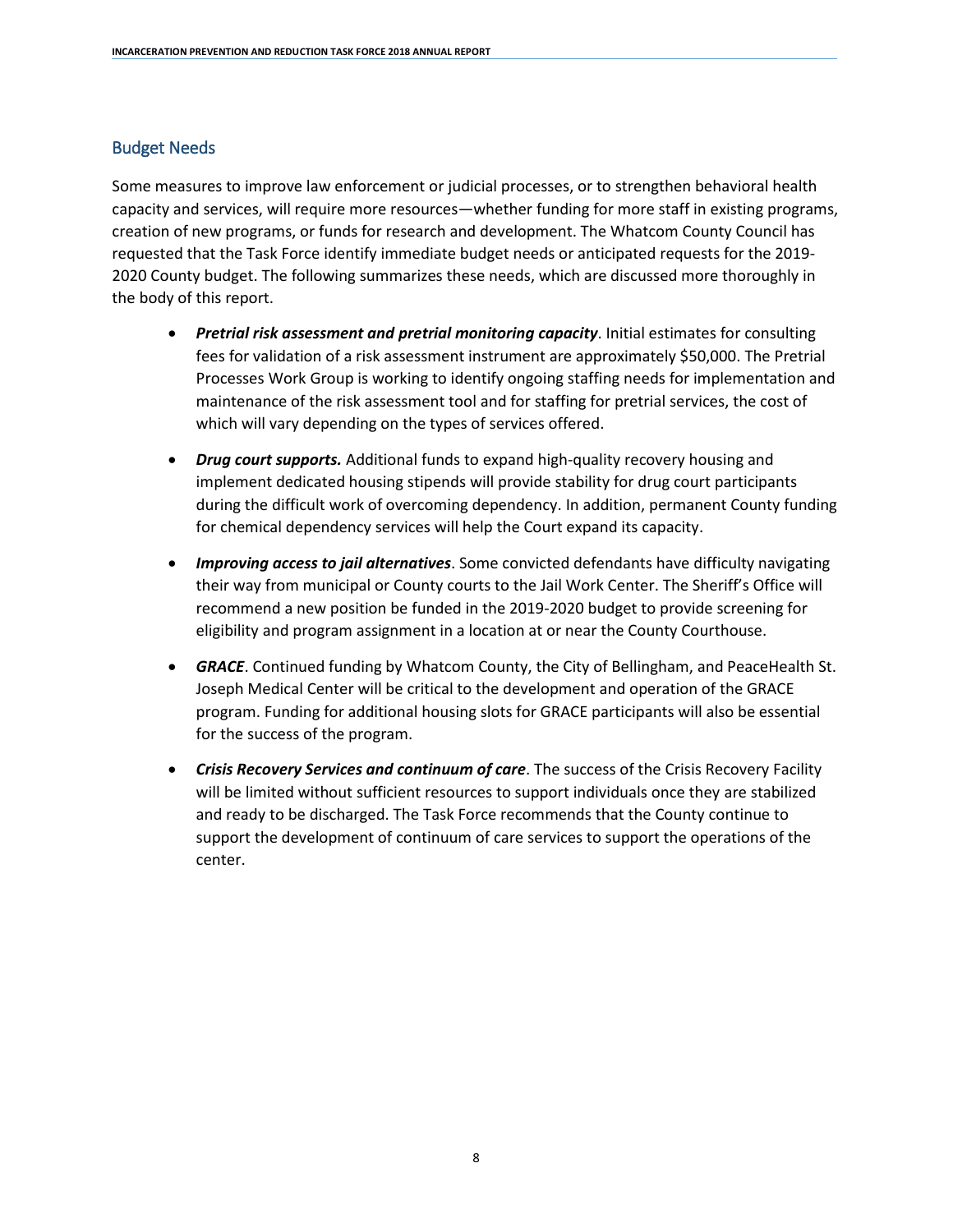## Budget Needs

Some measures to improve law enforcement or judicial processes, or to strengthen behavioral health capacity and services, will require more resources—whether funding for more staff in existing programs, creation of new programs, or funds for research and development. The Whatcom County Council has requested that the Task Force identify immediate budget needs or anticipated requests for the 2019-2020 County budget. The following summarizes these needs, which are discussed more thoroughly in the body of this report.

- ***Pretrial risk assessment and pretrial monitoring capacity***. Initial estimates for consulting fees for validation of a risk assessment instrument are approximately $50,000. The Pretrial Processes Work Group is working to identify ongoing staffing needs for implementation and maintenance of the risk assessment tool and for staffing for pretrial services, the cost of which will vary depending on the types of services offered.

- ***Drug court supports.*** Additional funds to expand high-quality recovery housing and implement dedicated housing stipends will provide stability for drug court participants during the difficult work of overcoming dependency. In addition, permanent County funding for chemical dependency services will help the Court expand its capacity.

- ***Improving access to jail alternatives***. Some convicted defendants have difficulty navigating their way from municipal or County courts to the Jail Work Center. The Sheriff's Office will recommend a new position be funded in the 2019-2020 budget to provide screening for eligibility and program assignment in a location at or near the County Courthouse.

- ***GRACE***. Continued funding by Whatcom County, the City of Bellingham, and PeaceHealth St. Joseph Medical Center will be critical to the development and operation of the GRACE program. Funding for additional housing slots for GRACE participants will also be essential for the success of the program.

- ***Crisis Recovery Services and continuum of care***. The success of the Crisis Recovery Facility will be limited without sufficient resources to support individuals once they are stabilized and ready to be discharged. The Task Force recommends that the County continue to support the development of continuum of care services to support the operations of the center.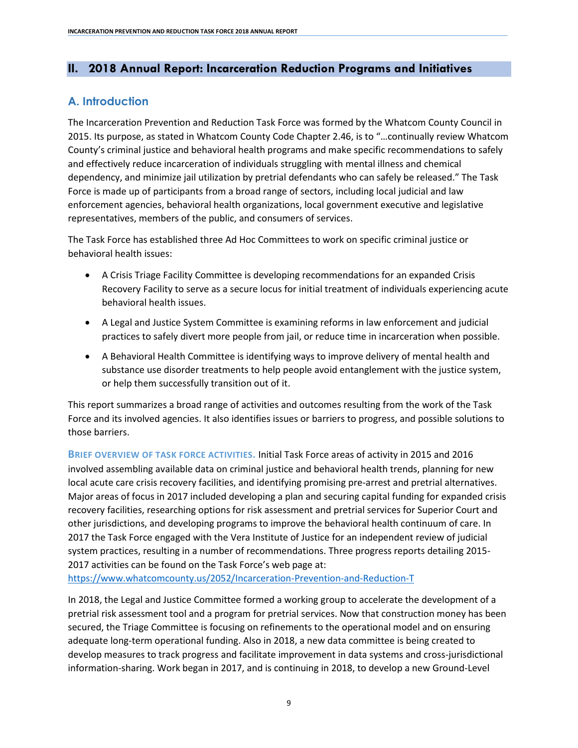## II. 2018 Annual Report: Incarceration Reduction Programs and Initiatives

### A. Introduction

The Incarceration Prevention and Reduction Task Force was formed by the Whatcom County Council in 2015. Its purpose, as stated in Whatcom County Code Chapter 2.46, is to "…continually review Whatcom County's criminal justice and behavioral health programs and make specific recommendations to safely and effectively reduce incarceration of individuals struggling with mental illness and chemical dependency, and minimize jail utilization by pretrial defendants who can safely be released." The Task Force is made up of participants from a broad range of sectors, including local judicial and law enforcement agencies, behavioral health organizations, local government executive and legislative representatives, members of the public, and consumers of services.

The Task Force has established three Ad Hoc Committees to work on specific criminal justice or behavioral health issues:

- A Crisis Triage Facility Committee is developing recommendations for an expanded Crisis Recovery Facility to serve as a secure locus for initial treatment of individuals experiencing acute behavioral health issues.
- A Legal and Justice System Committee is examining reforms in law enforcement and judicial practices to safely divert more people from jail, or reduce time in incarceration when possible.
- A Behavioral Health Committee is identifying ways to improve delivery of mental health and substance use disorder treatments to help people avoid entanglement with the justice system, or help them successfully transition out of it.

This report summarizes a broad range of activities and outcomes resulting from the work of the Task Force and its involved agencies. It also identifies issues or barriers to progress, and possible solutions to those barriers.

**BRIEF OVERVIEW OF TASK FORCE ACTIVITIES.** Initial Task Force areas of activity in 2015 and 2016 involved assembling available data on criminal justice and behavioral health trends, planning for new local acute care crisis recovery facilities, and identifying promising pre-arrest and pretrial alternatives. Major areas of focus in 2017 included developing a plan and securing capital funding for expanded crisis recovery facilities, researching options for risk assessment and pretrial services for Superior Court and other jurisdictions, and developing programs to improve the behavioral health continuum of care. In 2017 the Task Force engaged with the Vera Institute of Justice for an independent review of judicial system practices, resulting in a number of recommendations. Three progress reports detailing 2015-2017 activities can be found on the Task Force's web page at: https://www.whatcomcounty.us/2052/Incarceration-Prevention-and-Reduction-T

In 2018, the Legal and Justice Committee formed a working group to accelerate the development of a pretrial risk assessment tool and a program for pretrial services. Now that construction money has been secured, the Triage Committee is focusing on refinements to the operational model and on ensuring adequate long-term operational funding. Also in 2018, a new data committee is being created to develop measures to track progress and facilitate improvement in data systems and cross-jurisdictional information-sharing. Work began in 2017, and is continuing in 2018, to develop a new Ground-Level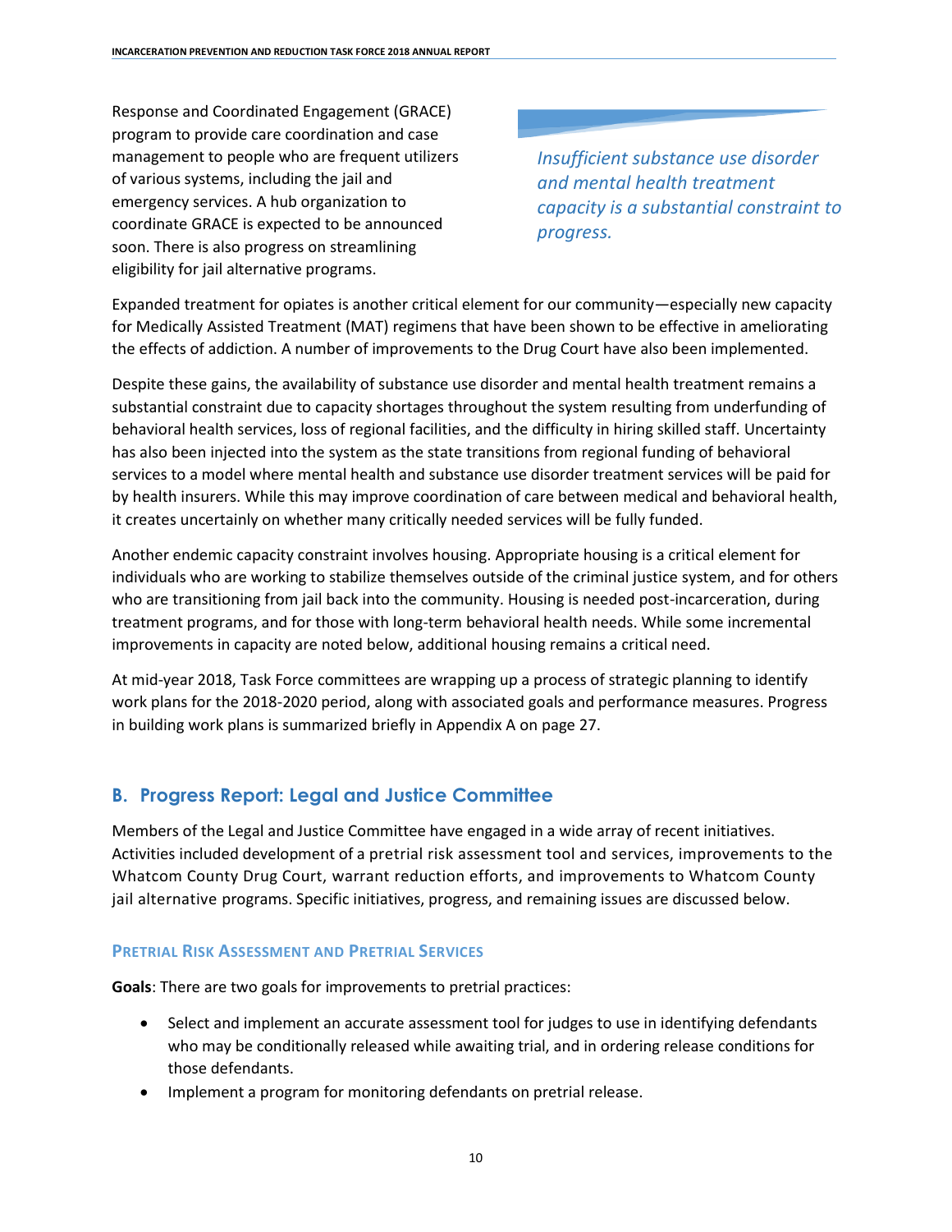Response and Coordinated Engagement (GRACE) program to provide care coordination and case management to people who are frequent utilizers of various systems, including the jail and emergency services. A hub organization to coordinate GRACE is expected to be announced soon. There is also progress on streamlining eligibility for jail alternative programs.

*Insufficient substance use disorder and mental health treatment capacity is a substantial constraint to progress.*

Expanded treatment for opiates is another critical element for our community—especially new capacity for Medically Assisted Treatment (MAT) regimens that have been shown to be effective in ameliorating the effects of addiction. A number of improvements to the Drug Court have also been implemented.

Despite these gains, the availability of substance use disorder and mental health treatment remains a substantial constraint due to capacity shortages throughout the system resulting from underfunding of behavioral health services, loss of regional facilities, and the difficulty in hiring skilled staff. Uncertainty has also been injected into the system as the state transitions from regional funding of behavioral services to a model where mental health and substance use disorder treatment services will be paid for by health insurers. While this may improve coordination of care between medical and behavioral health, it creates uncertainly on whether many critically needed services will be fully funded.

Another endemic capacity constraint involves housing. Appropriate housing is a critical element for individuals who are working to stabilize themselves outside of the criminal justice system, and for others who are transitioning from jail back into the community. Housing is needed post-incarceration, during treatment programs, and for those with long-term behavioral health needs. While some incremental improvements in capacity are noted below, additional housing remains a critical need.

At mid-year 2018, Task Force committees are wrapping up a process of strategic planning to identify work plans for the 2018-2020 period, along with associated goals and performance measures. Progress in building work plans is summarized briefly in Appendix A on page 27.

## B. Progress Report: Legal and Justice Committee

Members of the Legal and Justice Committee have engaged in a wide array of recent initiatives. Activities included development of a pretrial risk assessment tool and services, improvements to the Whatcom County Drug Court, warrant reduction efforts, and improvements to Whatcom County jail alternative programs. Specific initiatives, progress, and remaining issues are discussed below.

### Pretrial Risk Assessment and Pretrial Services

**Goals**: There are two goals for improvements to pretrial practices:

- Select and implement an accurate assessment tool for judges to use in identifying defendants who may be conditionally released while awaiting trial, and in ordering release conditions for those defendants.
- Implement a program for monitoring defendants on pretrial release.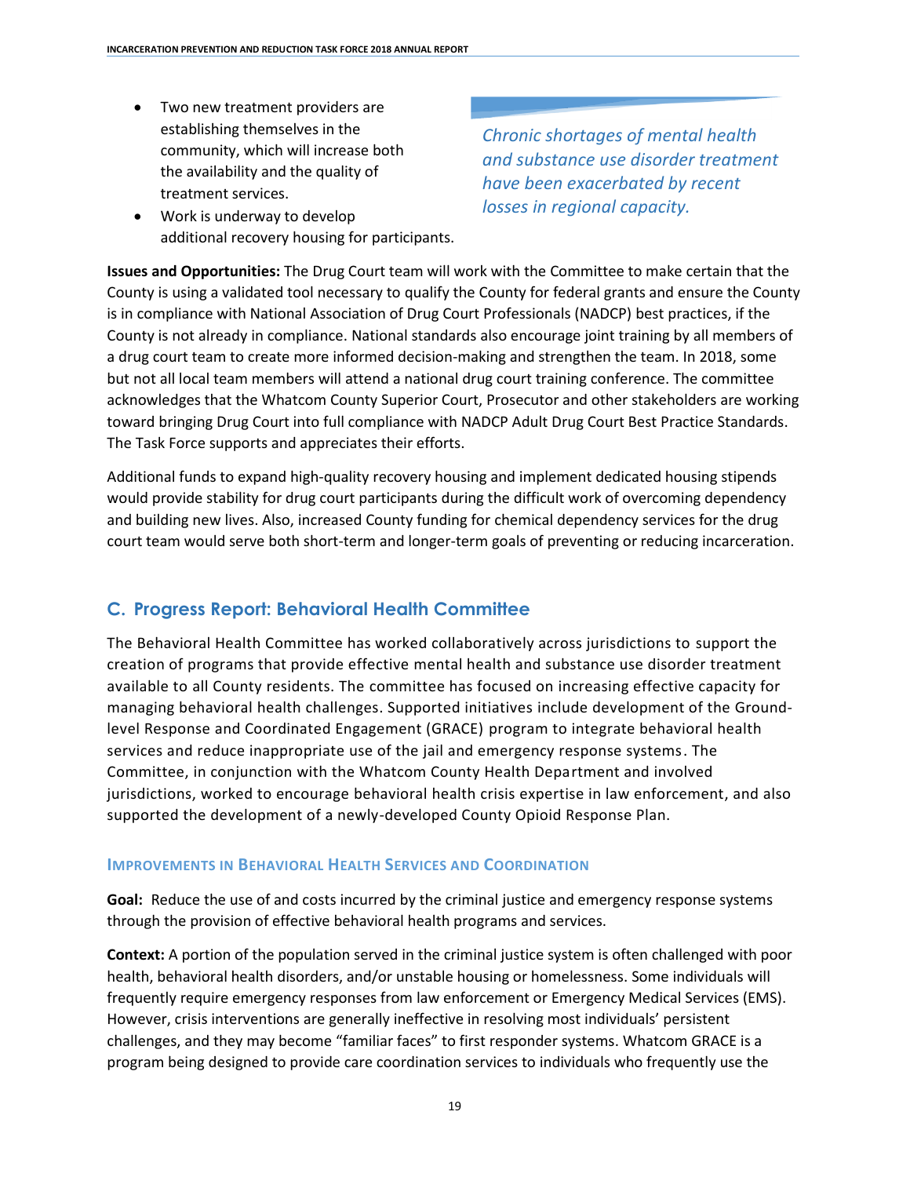- Two new treatment providers are establishing themselves in the community, which will increase both the availability and the quality of treatment services.
- Work is underway to develop additional recovery housing for participants.

*Chronic shortages of mental health and substance use disorder treatment have been exacerbated by recent losses in regional capacity.*

**Issues and Opportunities:** The Drug Court team will work with the Committee to make certain that the County is using a validated tool necessary to qualify the County for federal grants and ensure the County is in compliance with National Association of Drug Court Professionals (NADCP) best practices, if the County is not already in compliance. National standards also encourage joint training by all members of a drug court team to create more informed decision-making and strengthen the team. In 2018, some but not all local team members will attend a national drug court training conference. The committee acknowledges that the Whatcom County Superior Court, Prosecutor and other stakeholders are working toward bringing Drug Court into full compliance with NADCP Adult Drug Court Best Practice Standards. The Task Force supports and appreciates their efforts.

Additional funds to expand high-quality recovery housing and implement dedicated housing stipends would provide stability for drug court participants during the difficult work of overcoming dependency and building new lives. Also, increased County funding for chemical dependency services for the drug court team would serve both short-term and longer-term goals of preventing or reducing incarceration.

## C. Progress Report: Behavioral Health Committee

The Behavioral Health Committee has worked collaboratively across jurisdictions to support the creation of programs that provide effective mental health and substance use disorder treatment available to all County residents. The committee has focused on increasing effective capacity for managing behavioral health challenges. Supported initiatives include development of the Ground-level Response and Coordinated Engagement (GRACE) program to integrate behavioral health services and reduce inappropriate use of the jail and emergency response systems. The Committee, in conjunction with the Whatcom County Health Department and involved jurisdictions, worked to encourage behavioral health crisis expertise in law enforcement, and also supported the development of a newly-developed County Opioid Response Plan.

### Improvements in Behavioral Health Services and Coordination

**Goal:** Reduce the use of and costs incurred by the criminal justice and emergency response systems through the provision of effective behavioral health programs and services.

**Context:** A portion of the population served in the criminal justice system is often challenged with poor health, behavioral health disorders, and/or unstable housing or homelessness. Some individuals will frequently require emergency responses from law enforcement or Emergency Medical Services (EMS). However, crisis interventions are generally ineffective in resolving most individuals' persistent challenges, and they may become "familiar faces" to first responder systems. Whatcom GRACE is a program being designed to provide care coordination services to individuals who frequently use the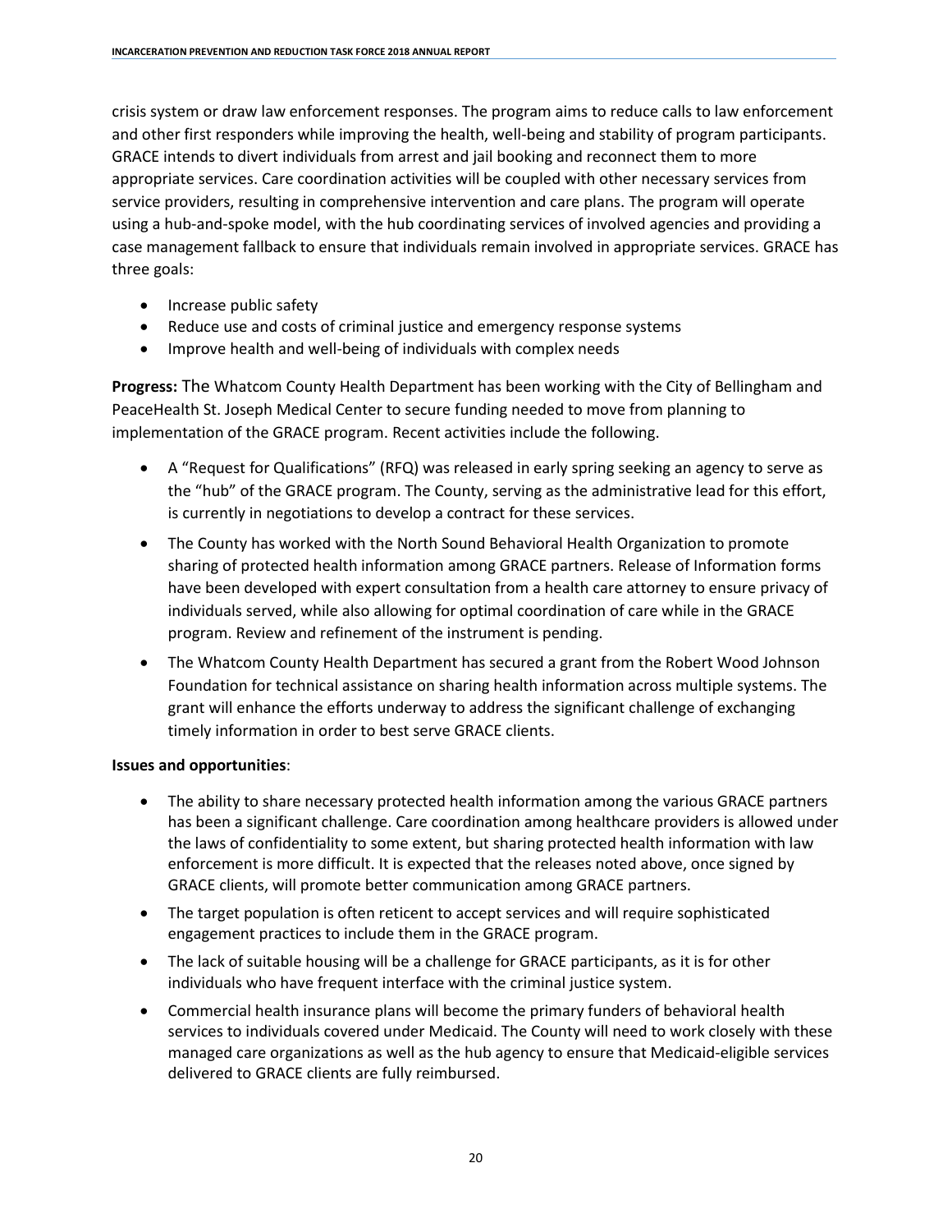crisis system or draw law enforcement responses. The program aims to reduce calls to law enforcement and other first responders while improving the health, well-being and stability of program participants. GRACE intends to divert individuals from arrest and jail booking and reconnect them to more appropriate services. Care coordination activities will be coupled with other necessary services from service providers, resulting in comprehensive intervention and care plans. The program will operate using a hub-and-spoke model, with the hub coordinating services of involved agencies and providing a case management fallback to ensure that individuals remain involved in appropriate services. GRACE has three goals:

- Increase public safety
- Reduce use and costs of criminal justice and emergency response systems
- Improve health and well-being of individuals with complex needs

**Progress:** The Whatcom County Health Department has been working with the City of Bellingham and PeaceHealth St. Joseph Medical Center to secure funding needed to move from planning to implementation of the GRACE program. Recent activities include the following.

- A "Request for Qualifications" (RFQ) was released in early spring seeking an agency to serve as the "hub" of the GRACE program. The County, serving as the administrative lead for this effort, is currently in negotiations to develop a contract for these services.
- The County has worked with the North Sound Behavioral Health Organization to promote sharing of protected health information among GRACE partners. Release of Information forms have been developed with expert consultation from a health care attorney to ensure privacy of individuals served, while also allowing for optimal coordination of care while in the GRACE program. Review and refinement of the instrument is pending.
- The Whatcom County Health Department has secured a grant from the Robert Wood Johnson Foundation for technical assistance on sharing health information across multiple systems. The grant will enhance the efforts underway to address the significant challenge of exchanging timely information in order to best serve GRACE clients.

**Issues and opportunities**:

- The ability to share necessary protected health information among the various GRACE partners has been a significant challenge. Care coordination among healthcare providers is allowed under the laws of confidentiality to some extent, but sharing protected health information with law enforcement is more difficult. It is expected that the releases noted above, once signed by GRACE clients, will promote better communication among GRACE partners.
- The target population is often reticent to accept services and will require sophisticated engagement practices to include them in the GRACE program.
- The lack of suitable housing will be a challenge for GRACE participants, as it is for other individuals who have frequent interface with the criminal justice system.
- Commercial health insurance plans will become the primary funders of behavioral health services to individuals covered under Medicaid. The County will need to work closely with these managed care organizations as well as the hub agency to ensure that Medicaid-eligible services delivered to GRACE clients are fully reimbursed.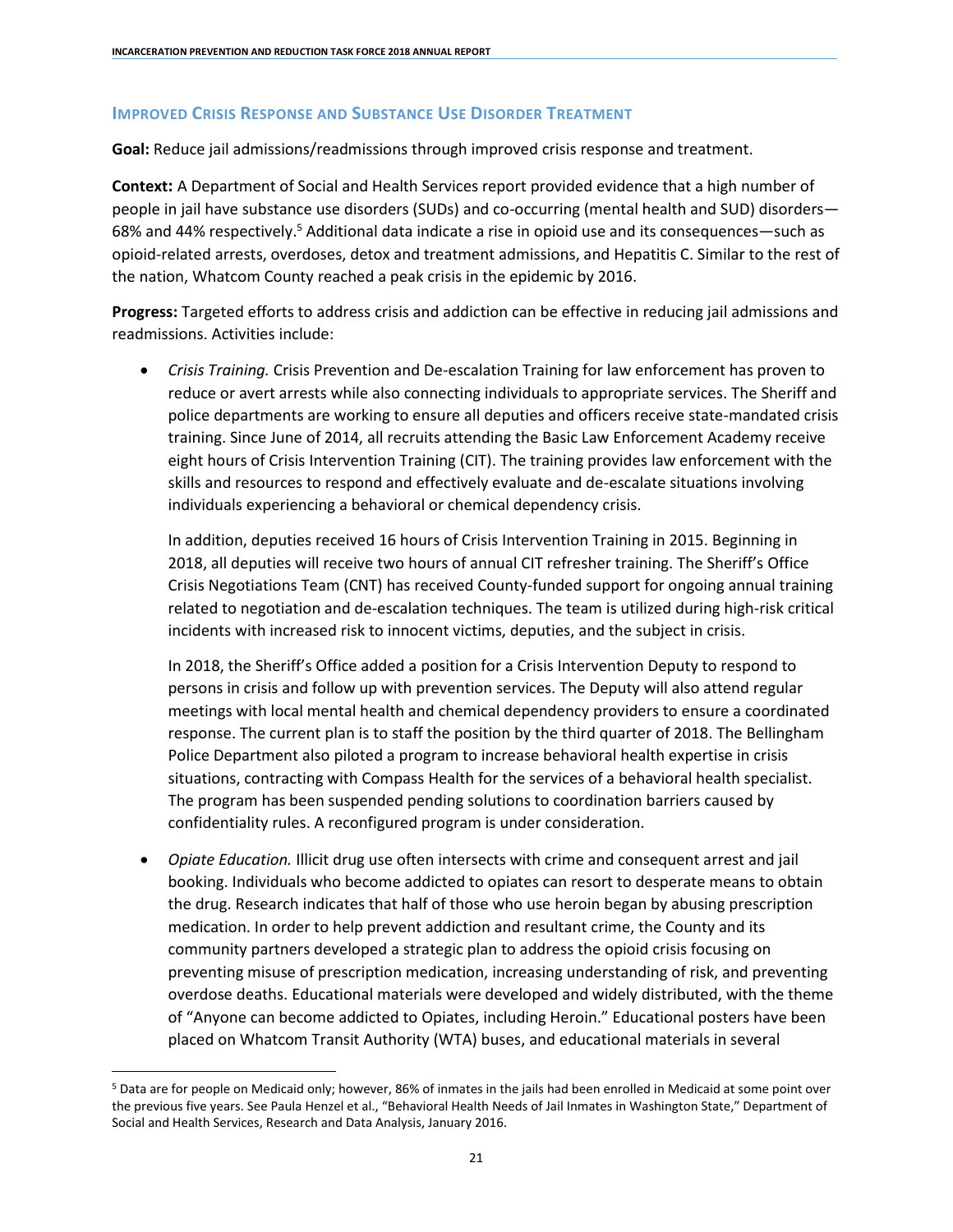## Improved Crisis Response and Substance Use Disorder Treatment

**Goal:** Reduce jail admissions/readmissions through improved crisis response and treatment.

**Context:** A Department of Social and Health Services report provided evidence that a high number of people in jail have substance use disorders (SUDs) and co-occurring (mental health and SUD) disorders—68% and 44% respectively.[5] Additional data indicate a rise in opioid use and its consequences—such as opioid-related arrests, overdoses, detox and treatment admissions, and Hepatitis C. Similar to the rest of the nation, Whatcom County reached a peak crisis in the epidemic by 2016.

**Progress:** Targeted efforts to address crisis and addiction can be effective in reducing jail admissions and readmissions. Activities include:

- *Crisis Training.* Crisis Prevention and De-escalation Training for law enforcement has proven to reduce or avert arrests while also connecting individuals to appropriate services. The Sheriff and police departments are working to ensure all deputies and officers receive state-mandated crisis training. Since June of 2014, all recruits attending the Basic Law Enforcement Academy receive eight hours of Crisis Intervention Training (CIT). The training provides law enforcement with the skills and resources to respond and effectively evaluate and de-escalate situations involving individuals experiencing a behavioral or chemical dependency crisis.

  In addition, deputies received 16 hours of Crisis Intervention Training in 2015. Beginning in 2018, all deputies will receive two hours of annual CIT refresher training. The Sheriff's Office Crisis Negotiations Team (CNT) has received County-funded support for ongoing annual training related to negotiation and de-escalation techniques. The team is utilized during high-risk critical incidents with increased risk to innocent victims, deputies, and the subject in crisis.

  In 2018, the Sheriff's Office added a position for a Crisis Intervention Deputy to respond to persons in crisis and follow up with prevention services. The Deputy will also attend regular meetings with local mental health and chemical dependency providers to ensure a coordinated response. The current plan is to staff the position by the third quarter of 2018. The Bellingham Police Department also piloted a program to increase behavioral health expertise in crisis situations, contracting with Compass Health for the services of a behavioral health specialist. The program has been suspended pending solutions to coordination barriers caused by confidentiality rules. A reconfigured program is under consideration.

- *Opiate Education.* Illicit drug use often intersects with crime and consequent arrest and jail booking. Individuals who become addicted to opiates can resort to desperate means to obtain the drug. Research indicates that half of those who use heroin began by abusing prescription medication. In order to help prevent addiction and resultant crime, the County and its community partners developed a strategic plan to address the opioid crisis focusing on preventing misuse of prescription medication, increasing understanding of risk, and preventing overdose deaths. Educational materials were developed and widely distributed, with the theme of "Anyone can become addicted to Opiates, including Heroin." Educational posters have been placed on Whatcom Transit Authority (WTA) buses, and educational materials in several

[5] Data are for people on Medicaid only; however, 86% of inmates in the jails had been enrolled in Medicaid at some point over the previous five years. See Paula Henzel et al., "Behavioral Health Needs of Jail Inmates in Washington State," Department of Social and Health Services, Research and Data Analysis, January 2016.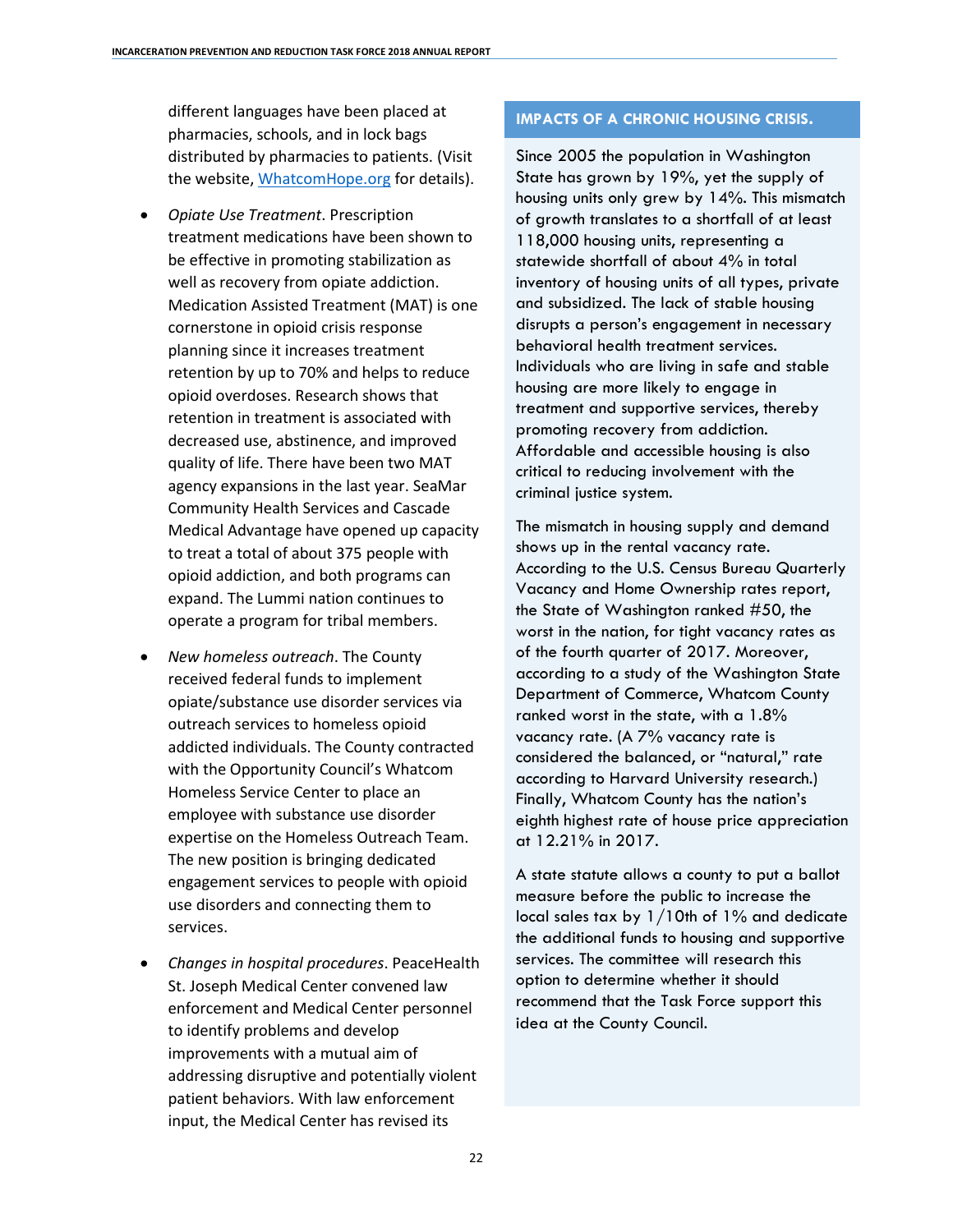different languages have been placed at pharmacies, schools, and in lock bags distributed by pharmacies to patients. (Visit the website, [WhatcomHope.org](WhatcomHope.org) for details).

- *Opiate Use Treatment*. Prescription treatment medications have been shown to be effective in promoting stabilization as well as recovery from opiate addiction. Medication Assisted Treatment (MAT) is one cornerstone in opioid crisis response planning since it increases treatment retention by up to 70% and helps to reduce opioid overdoses. Research shows that retention in treatment is associated with decreased use, abstinence, and improved quality of life. There have been two MAT agency expansions in the last year. SeaMar Community Health Services and Cascade Medical Advantage have opened up capacity to treat a total of about 375 people with opioid addiction, and both programs can expand. The Lummi nation continues to operate a program for tribal members.

- *New homeless outreach*. The County received federal funds to implement opiate/substance use disorder services via outreach services to homeless opioid addicted individuals. The County contracted with the Opportunity Council's Whatcom Homeless Service Center to place an employee with substance use disorder expertise on the Homeless Outreach Team. The new position is bringing dedicated engagement services to people with opioid use disorders and connecting them to services.

- *Changes in hospital procedures*. PeaceHealth St. Joseph Medical Center convened law enforcement and Medical Center personnel to identify problems and develop improvements with a mutual aim of addressing disruptive and potentially violent patient behaviors. With law enforcement input, the Medical Center has revised its

## IMPACTS OF A CHRONIC HOUSING CRISIS.

Since 2005 the population in Washington State has grown by 19%, yet the supply of housing units only grew by 14%. This mismatch of growth translates to a shortfall of at least 118,000 housing units, representing a statewide shortfall of about 4% in total inventory of housing units of all types, private and subsidized. The lack of stable housing disrupts a person's engagement in necessary behavioral health treatment services. Individuals who are living in safe and stable housing are more likely to engage in treatment and supportive services, thereby promoting recovery from addiction. Affordable and accessible housing is also critical to reducing involvement with the criminal justice system.

The mismatch in housing supply and demand shows up in the rental vacancy rate. According to the U.S. Census Bureau Quarterly Vacancy and Home Ownership rates report, the State of Washington ranked #50, the worst in the nation, for tight vacancy rates as of the fourth quarter of 2017. Moreover, according to a study of the Washington State Department of Commerce, Whatcom County ranked worst in the state, with a 1.8% vacancy rate. (A 7% vacancy rate is considered the balanced, or "natural," rate according to Harvard University research.) Finally, Whatcom County has the nation's eighth highest rate of house price appreciation at 12.21% in 2017.

A state statute allows a county to put a ballot measure before the public to increase the local sales tax by 1/10th of 1% and dedicate the additional funds to housing and supportive services. The committee will research this option to determine whether it should recommend that the Task Force support this idea at the County Council.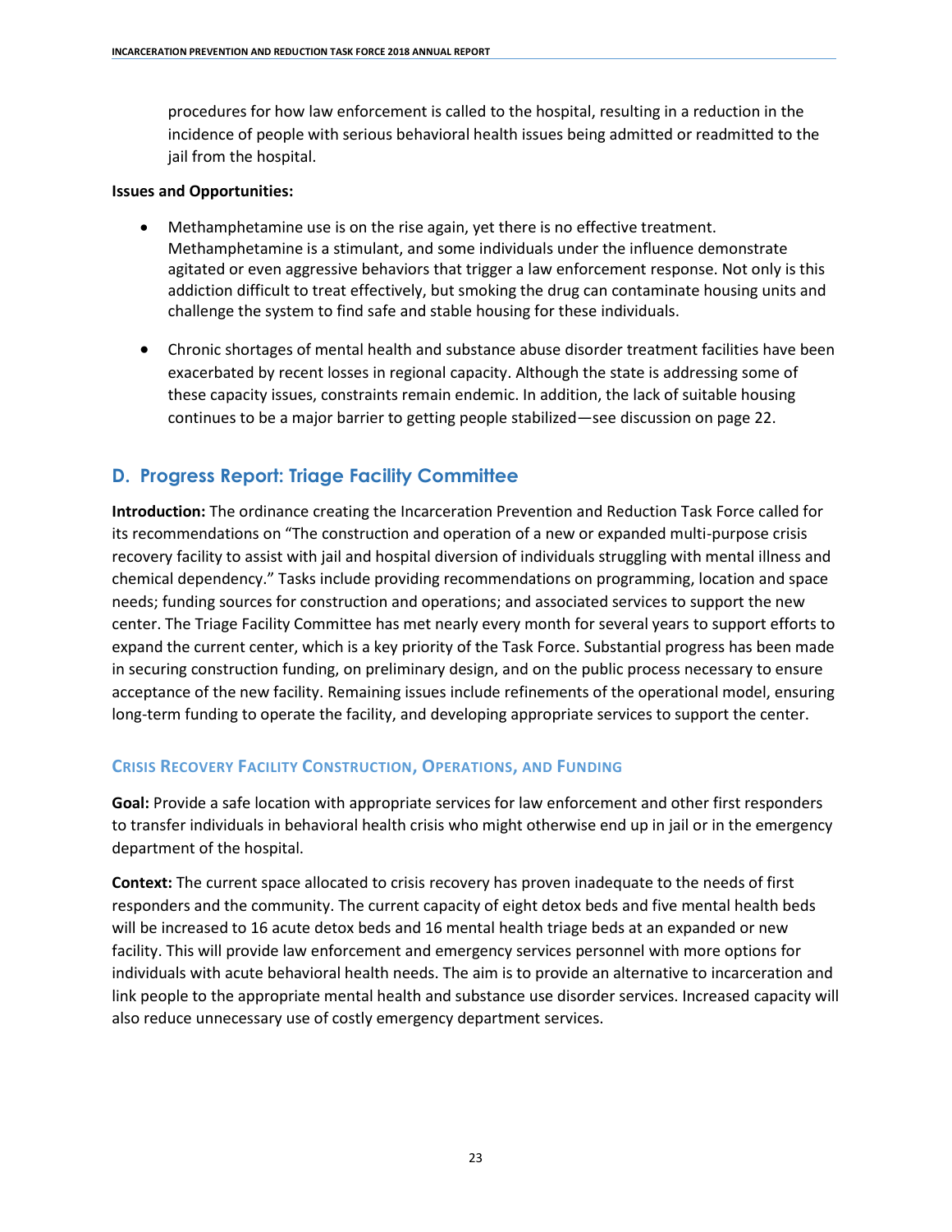procedures for how law enforcement is called to the hospital, resulting in a reduction in the incidence of people with serious behavioral health issues being admitted or readmitted to the jail from the hospital.

**Issues and Opportunities:**

- Methamphetamine use is on the rise again, yet there is no effective treatment. Methamphetamine is a stimulant, and some individuals under the influence demonstrate agitated or even aggressive behaviors that trigger a law enforcement response. Not only is this addiction difficult to treat effectively, but smoking the drug can contaminate housing units and challenge the system to find safe and stable housing for these individuals.
- Chronic shortages of mental health and substance abuse disorder treatment facilities have been exacerbated by recent losses in regional capacity. Although the state is addressing some of these capacity issues, constraints remain endemic. In addition, the lack of suitable housing continues to be a major barrier to getting people stabilized—see discussion on page 22.

## D. Progress Report: Triage Facility Committee

**Introduction:** The ordinance creating the Incarceration Prevention and Reduction Task Force called for its recommendations on "The construction and operation of a new or expanded multi-purpose crisis recovery facility to assist with jail and hospital diversion of individuals struggling with mental illness and chemical dependency." Tasks include providing recommendations on programming, location and space needs; funding sources for construction and operations; and associated services to support the new center. The Triage Facility Committee has met nearly every month for several years to support efforts to expand the current center, which is a key priority of the Task Force. Substantial progress has been made in securing construction funding, on preliminary design, and on the public process necessary to ensure acceptance of the new facility. Remaining issues include refinements of the operational model, ensuring long-term funding to operate the facility, and developing appropriate services to support the center.

### Crisis Recovery Facility Construction, Operations, and Funding

**Goal:** Provide a safe location with appropriate services for law enforcement and other first responders to transfer individuals in behavioral health crisis who might otherwise end up in jail or in the emergency department of the hospital.

**Context:** The current space allocated to crisis recovery has proven inadequate to the needs of first responders and the community. The current capacity of eight detox beds and five mental health beds will be increased to 16 acute detox beds and 16 mental health triage beds at an expanded or new facility. This will provide law enforcement and emergency services personnel with more options for individuals with acute behavioral health needs. The aim is to provide an alternative to incarceration and link people to the appropriate mental health and substance use disorder services. Increased capacity will also reduce unnecessary use of costly emergency department services.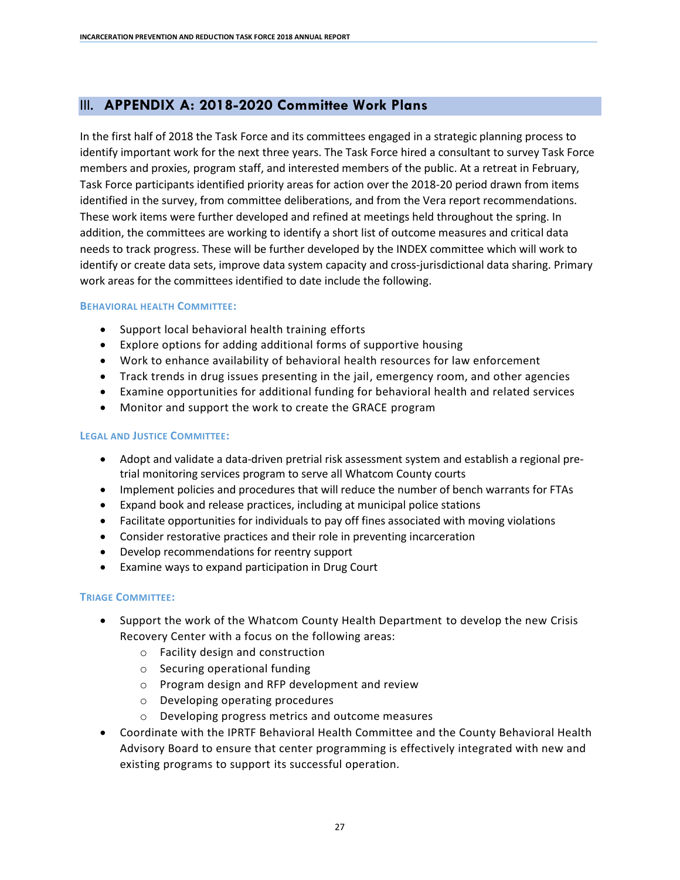## III. APPENDIX A: 2018-2020 Committee Work Plans

In the first half of 2018 the Task Force and its committees engaged in a strategic planning process to identify important work for the next three years. The Task Force hired a consultant to survey Task Force members and proxies, program staff, and interested members of the public. At a retreat in February, Task Force participants identified priority areas for action over the 2018-20 period drawn from items identified in the survey, from committee deliberations, and from the Vera report recommendations. These work items were further developed and refined at meetings held throughout the spring. In addition, the committees are working to identify a short list of outcome measures and critical data needs to track progress. These will be further developed by the INDEX committee which will work to identify or create data sets, improve data system capacity and cross-jurisdictional data sharing. Primary work areas for the committees identified to date include the following.

### BEHAVIORAL HEALTH COMMITTEE:

- Support local behavioral health training efforts
- Explore options for adding additional forms of supportive housing
- Work to enhance availability of behavioral health resources for law enforcement
- Track trends in drug issues presenting in the jail, emergency room, and other agencies
- Examine opportunities for additional funding for behavioral health and related services
- Monitor and support the work to create the GRACE program

### LEGAL AND JUSTICE COMMITTEE:

- Adopt and validate a data-driven pretrial risk assessment system and establish a regional pre-trial monitoring services program to serve all Whatcom County courts
- Implement policies and procedures that will reduce the number of bench warrants for FTAs
- Expand book and release practices, including at municipal police stations
- Facilitate opportunities for individuals to pay off fines associated with moving violations
- Consider restorative practices and their role in preventing incarceration
- Develop recommendations for reentry support
- Examine ways to expand participation in Drug Court

### TRIAGE COMMITTEE:

- Support the work of the Whatcom County Health Department to develop the new Crisis Recovery Center with a focus on the following areas:
  - Facility design and construction
  - Securing operational funding
  - Program design and RFP development and review
  - Developing operating procedures
  - Developing progress metrics and outcome measures
- Coordinate with the IPRTF Behavioral Health Committee and the County Behavioral Health Advisory Board to ensure that center programming is effectively integrated with new and existing programs to support its successful operation.